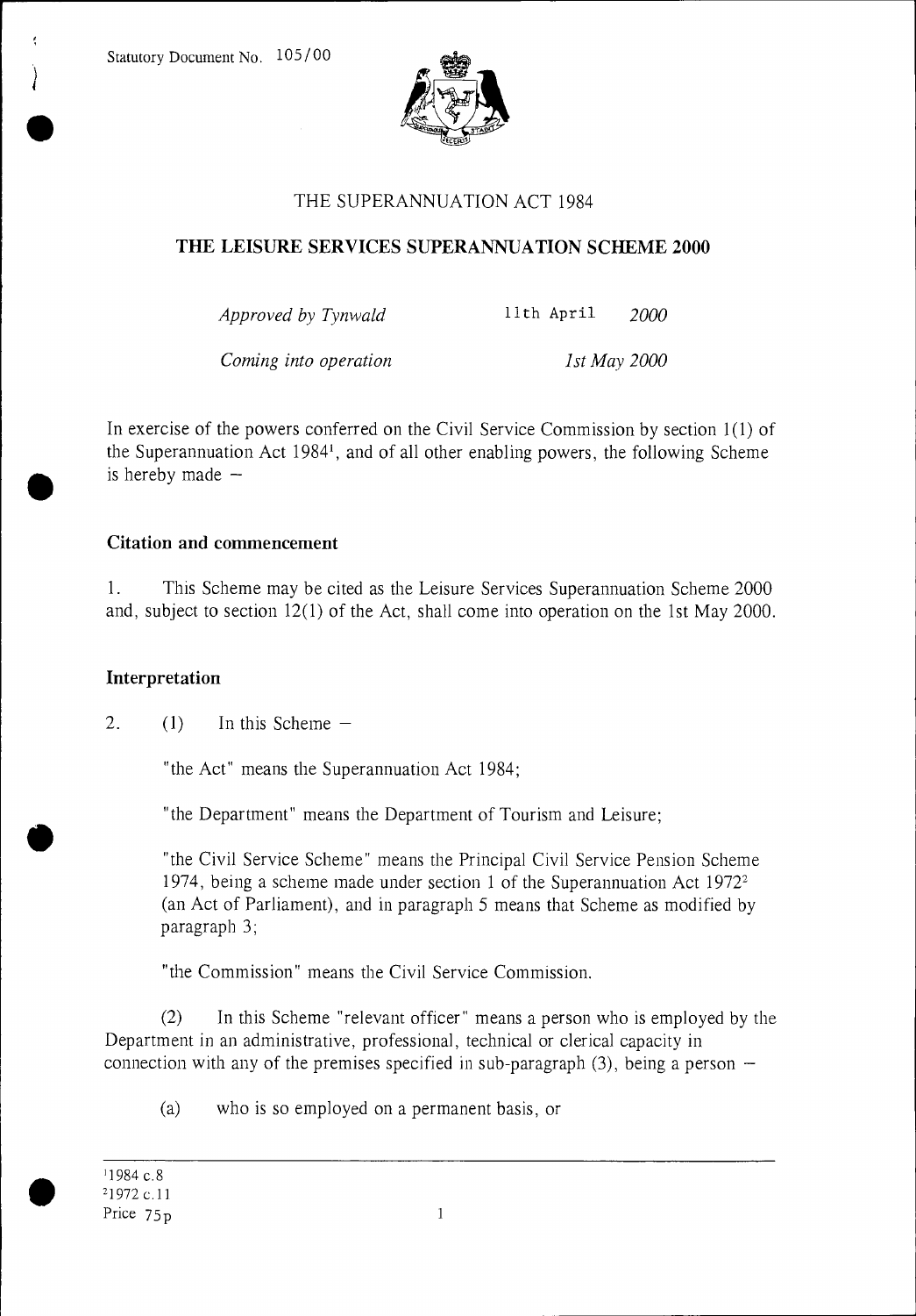Statutory Document No. 105/00

# THE SUPERANNUATION ACT 1984

## THE LEISURE SERVICES SUPERANNUATION SCHEME 2000

*Approved by Tynwald* 11th April *2000*

*Coming into operation* *1st May 2000*

In exercise of the powers conferred on the Civil Service Commission by section 1(1) of the Superannuation Act 1984[1], and of all other enabling powers, the following Scheme is hereby made –

### Citation and commencement

1. This Scheme may be cited as the Leisure Services Superannuation Scheme 2000 and, subject to section 12(1) of the Act, shall come into operation on the 1st May 2000.

### Interpretation

2. (1) In this Scheme –

"the Act" means the Superannuation Act 1984;

"the Department" means the Department of Tourism and Leisure;

"the Civil Service Scheme" means the Principal Civil Service Pension Scheme 1974, being a scheme made under section 1 of the Superannuation Act 1972[2] (an Act of Parliament), and in paragraph 5 means that Scheme as modified by paragraph 3;

"the Commission" means the Civil Service Commission.

(2) In this Scheme "relevant officer" means a person who is employed by the Department in an administrative, professional, technical or clerical capacity in connection with any of the premises specified in sub-paragraph (3), being a person –

(a) who is so employed on a permanent basis, or

---

[1] 1984 c.8
[2] 1972 c.11
Price 75p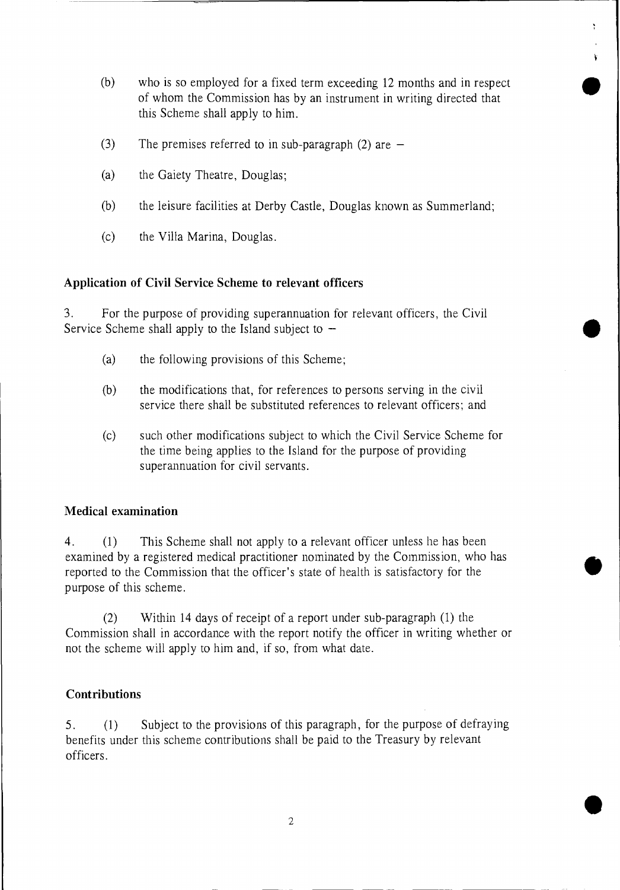(b) who is so employed for a fixed term exceeding 12 months and in respect of whom the Commission has by an instrument in writing directed that this Scheme shall apply to him.

(3) The premises referred to in sub-paragraph (2) are –

(a) the Gaiety Theatre, Douglas;

(b) the leisure facilities at Derby Castle, Douglas known as Summerland;

(c) the Villa Marina, Douglas.

### Application of Civil Service Scheme to relevant officers

3. For the purpose of providing superannuation for relevant officers, the Civil Service Scheme shall apply to the Island subject to –

(a) the following provisions of this Scheme;

(b) the modifications that, for references to persons serving in the civil service there shall be substituted references to relevant officers; and

(c) such other modifications subject to which the Civil Service Scheme for the time being applies to the Island for the purpose of providing superannuation for civil servants.

### Medical examination

4. (1) This Scheme shall not apply to a relevant officer unless he has been examined by a registered medical practitioner nominated by the Commission, who has reported to the Commission that the officer's state of health is satisfactory for the purpose of this scheme.

(2) Within 14 days of receipt of a report under sub-paragraph (1) the Commission shall in accordance with the report notify the officer in writing whether or not the scheme will apply to him and, if so, from what date.

### Contributions

5. (1) Subject to the provisions of this paragraph, for the purpose of defraying benefits under this scheme contributions shall be paid to the Treasury by relevant officers.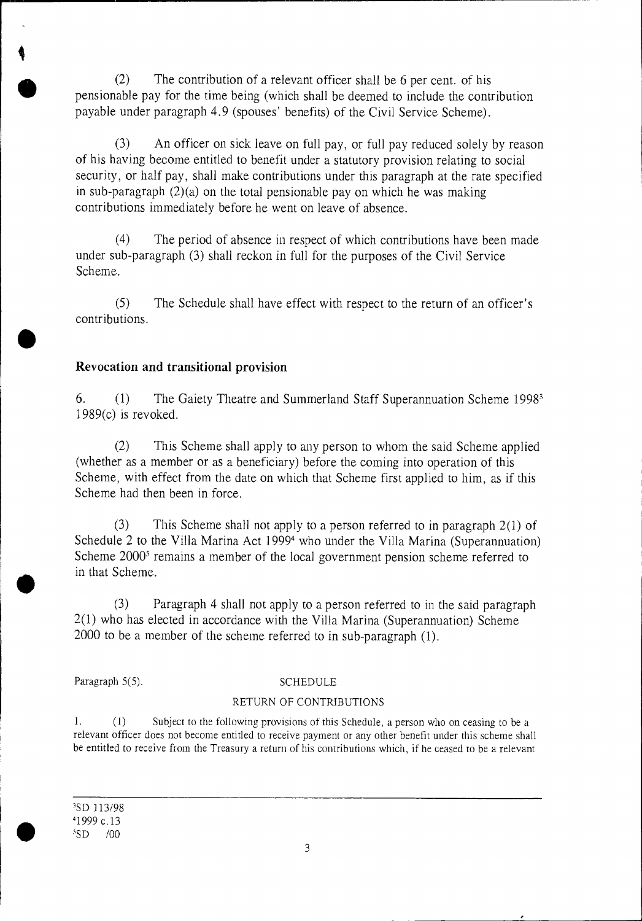(2) The contribution of a relevant officer shall be 6 per cent. of his pensionable pay for the time being (which shall be deemed to include the contribution payable under paragraph 4.9 (spouses' benefits) of the Civil Service Scheme).

(3) An officer on sick leave on full pay, or full pay reduced solely by reason of his having become entitled to benefit under a statutory provision relating to social security, or half pay, shall make contributions under this paragraph at the rate specified in sub-paragraph (2)(a) on the total pensionable pay on which he was making contributions immediately before he went on leave of absence.

(4) The period of absence in respect of which contributions have been made under sub-paragraph (3) shall reckon in full for the purposes of the Civil Service Scheme.

(5) The Schedule shall have effect with respect to the return of an officer's contributions.

## Revocation and transitional provision

6. (1) The Gaiety Theatre and Summerland Staff Superannuation Scheme 1998[3] 1989(c) is revoked.

(2) This Scheme shall apply to any person to whom the said Scheme applied (whether as a member or as a beneficiary) before the coming into operation of this Scheme, with effect from the date on which that Scheme first applied to him, as if this Scheme had then been in force.

(3) This Scheme shall not apply to a person referred to in paragraph 2(1) of Schedule 2 to the Villa Marina Act 1999[4] who under the Villa Marina (Superannuation) Scheme 2000[5] remains a member of the local government pension scheme referred to in that Scheme.

(3) Paragraph 4 shall not apply to a person referred to in the said paragraph 2(1) who has elected in accordance with the Villa Marina (Superannuation) Scheme 2000 to be a member of the scheme referred to in sub-paragraph (1).

Paragraph 5(5).

SCHEDULE

RETURN OF CONTRIBUTIONS

1. (1) Subject to the following provisions of this Schedule, a person who on ceasing to be a relevant officer does not become entitled to receive payment or any other benefit under this scheme shall be entitled to receive from the Treasury a return of his contributions which, if he ceased to be a relevant

---

[3] SD 113/98
[4] 1999 c.13
[5] SD /00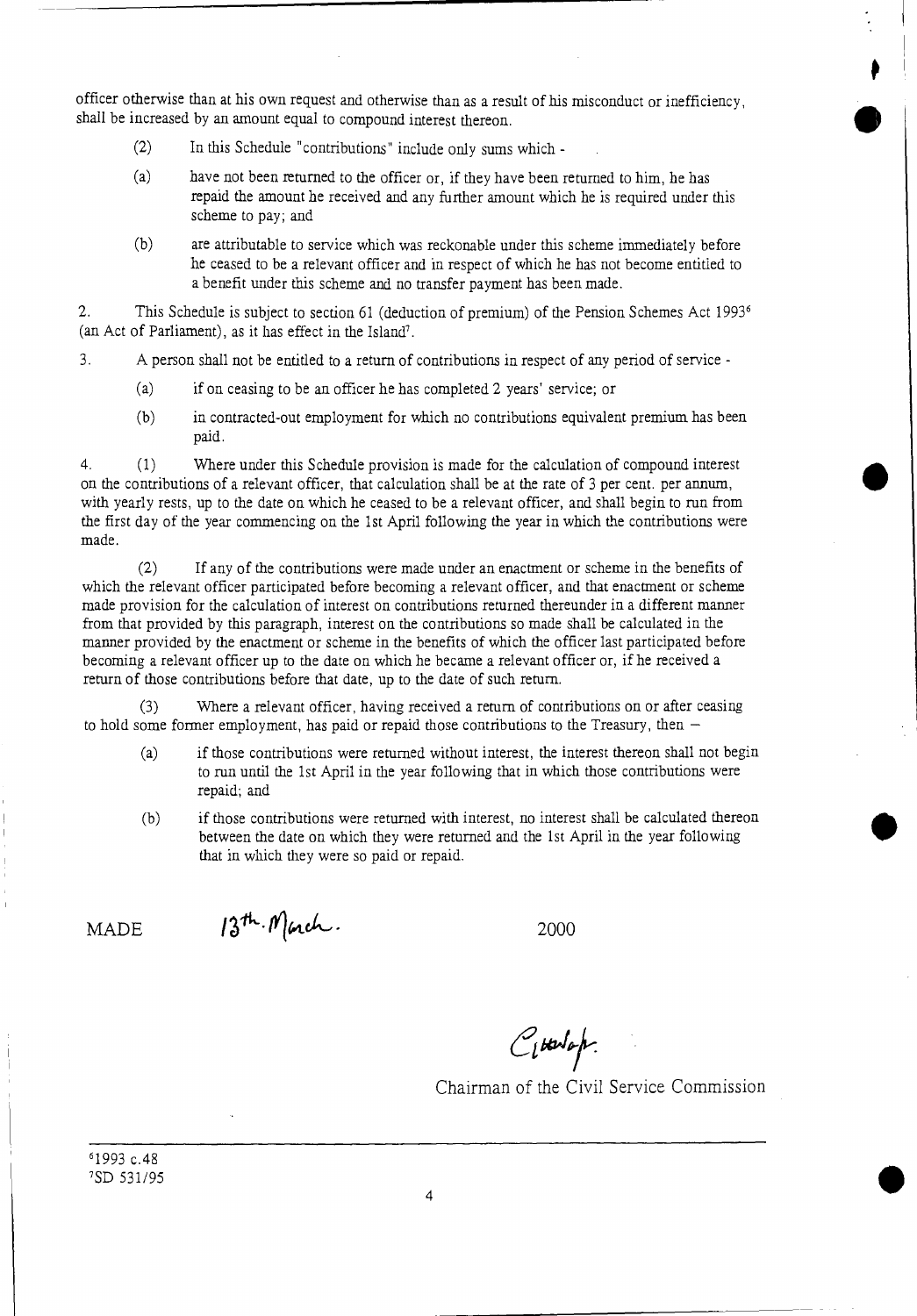officer otherwise than at his own request and otherwise than as a result of his misconduct or inefficiency, shall be increased by an amount equal to compound interest thereon.

(2) In this Schedule "contributions" include only sums which -

(a) have not been returned to the officer or, if they have been returned to him, he has repaid the amount he received and any further amount which he is required under this scheme to pay; and

(b) are attributable to service which was reckonable under this scheme immediately before he ceased to be a relevant officer and in respect of which he has not become entitled to a benefit under this scheme and no transfer payment has been made.

2. This Schedule is subject to section 61 (deduction of premium) of the Pension Schemes Act 1993[6] (an Act of Parliament), as it has effect in the Island[7].

3. A person shall not be entitled to a return of contributions in respect of any period of service -

(a) if on ceasing to be an officer he has completed 2 years' service; or

(b) in contracted-out employment for which no contributions equivalent premium has been paid.

4. (1) Where under this Schedule provision is made for the calculation of compound interest on the contributions of a relevant officer, that calculation shall be at the rate of 3 per cent. per annum, with yearly rests, up to the date on which he ceased to be a relevant officer, and shall begin to run from the first day of the year commencing on the 1st April following the year in which the contributions were made.

(2) If any of the contributions were made under an enactment or scheme in the benefits of which the relevant officer participated before becoming a relevant officer, and that enactment or scheme made provision for the calculation of interest on contributions returned thereunder in a different manner from that provided by this paragraph, interest on the contributions so made shall be calculated in the manner provided by the enactment or scheme in the benefits of which the officer last participated before becoming a relevant officer up to the date on which he became a relevant officer or, if he received a return of those contributions before that date, up to the date of such return.

(3) Where a relevant officer, having received a return of contributions on or after ceasing to hold some former employment, has paid or repaid those contributions to the Treasury, then –

(a) if those contributions were returned without interest, the interest thereon shall not begin to run until the 1st April in the year following that in which those contributions were repaid; and

(b) if those contributions were returned with interest, no interest shall be calculated thereon between the date on which they were returned and the 1st April in the year following that in which they were so paid or repaid.

MADE 13th. March. 2000

Chairman of the Civil Service Commission

[6] 1993 c.48
[7] SD 531/95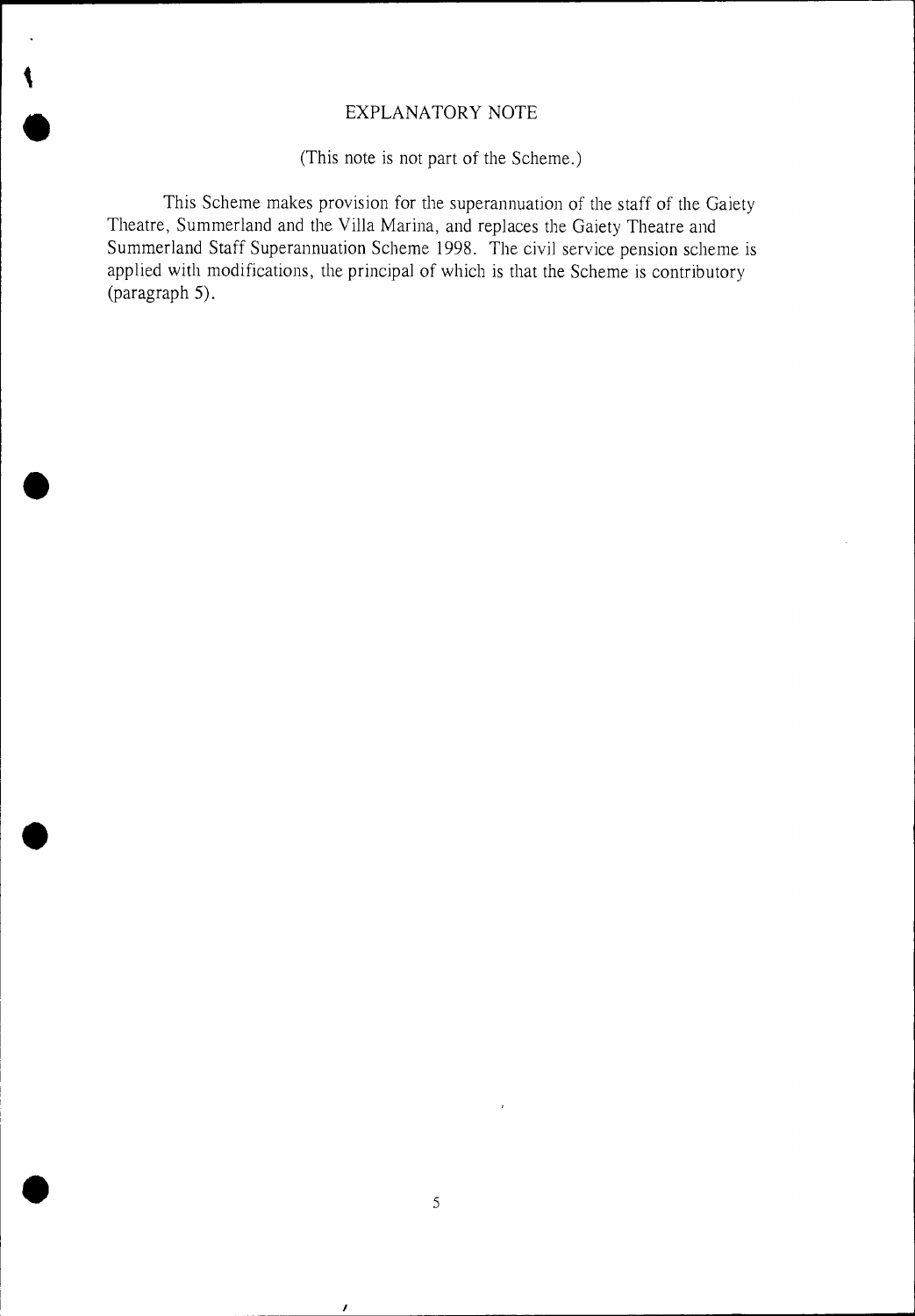# EXPLANATORY NOTE

(This note is not part of the Scheme.)

This Scheme makes provision for the superannuation of the staff of the Gaiety Theatre, Summerland and the Villa Marina, and replaces the Gaiety Theatre and Summerland Staff Superannuation Scheme 1998. The civil service pension scheme is applied with modifications, the principal of which is that the Scheme is contributory (paragraph 5).